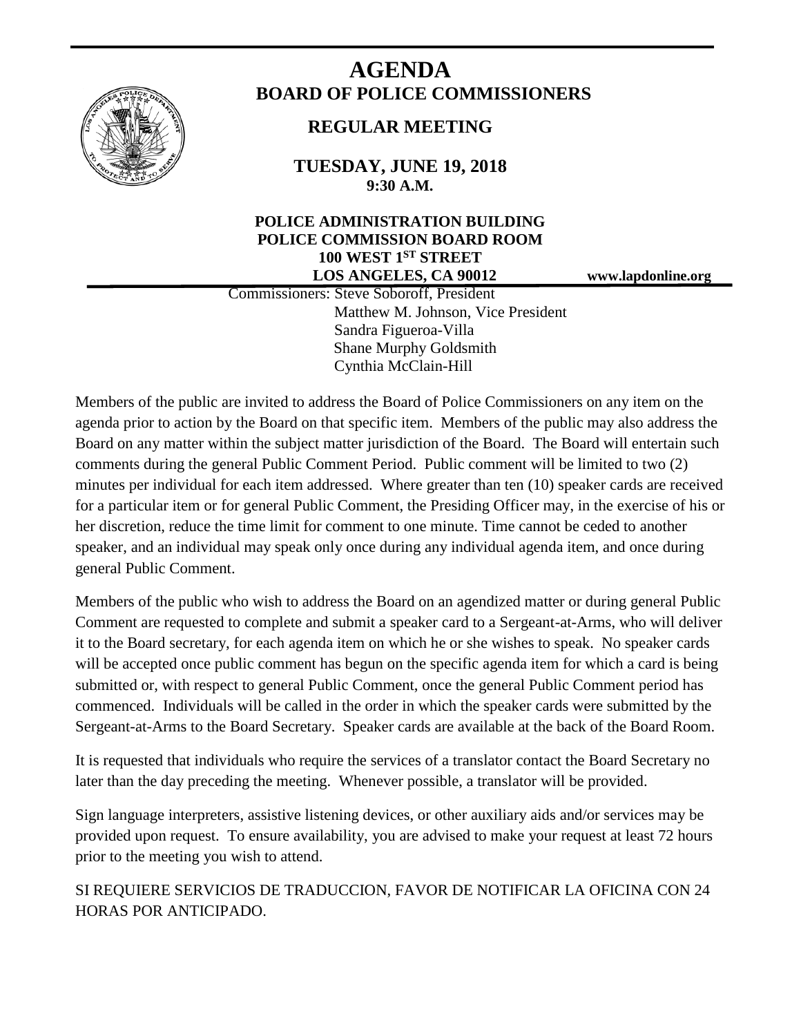# AGENDA

## BOARD OF POLICE COMMISSIONERS

### REGULAR MEETING

**TUESDAY, JUNE 19, 2018**
**9:30 A.M.**

**POLICE ADMINISTRATION BUILDING**
**POLICE COMMISSION BOARD ROOM**
**100 WEST 1ST STREET**
**LOS ANGELES, CA 90012**

**www.lapdonline.org**

Commissioners: Steve Soboroff, President
Matthew M. Johnson, Vice President
Sandra Figueroa-Villa
Shane Murphy Goldsmith
Cynthia McClain-Hill

Members of the public are invited to address the Board of Police Commissioners on any item on the agenda prior to action by the Board on that specific item. Members of the public may also address the Board on any matter within the subject matter jurisdiction of the Board. The Board will entertain such comments during the general Public Comment Period. Public comment will be limited to two (2) minutes per individual for each item addressed. Where greater than ten (10) speaker cards are received for a particular item or for general Public Comment, the Presiding Officer may, in the exercise of his or her discretion, reduce the time limit for comment to one minute. Time cannot be ceded to another speaker, and an individual may speak only once during any individual agenda item, and once during general Public Comment.

Members of the public who wish to address the Board on an agendized matter or during general Public Comment are requested to complete and submit a speaker card to a Sergeant-at-Arms, who will deliver it to the Board secretary, for each agenda item on which he or she wishes to speak. No speaker cards will be accepted once public comment has begun on the specific agenda item for which a card is being submitted or, with respect to general Public Comment, once the general Public Comment period has commenced. Individuals will be called in the order in which the speaker cards were submitted by the Sergeant-at-Arms to the Board Secretary. Speaker cards are available at the back of the Board Room.

It is requested that individuals who require the services of a translator contact the Board Secretary no later than the day preceding the meeting. Whenever possible, a translator will be provided.

Sign language interpreters, assistive listening devices, or other auxiliary aids and/or services may be provided upon request. To ensure availability, you are advised to make your request at least 72 hours prior to the meeting you wish to attend.

SI REQUIERE SERVICIOS DE TRADUCCION, FAVOR DE NOTIFICAR LA OFICINA CON 24 HORAS POR ANTICIPADO.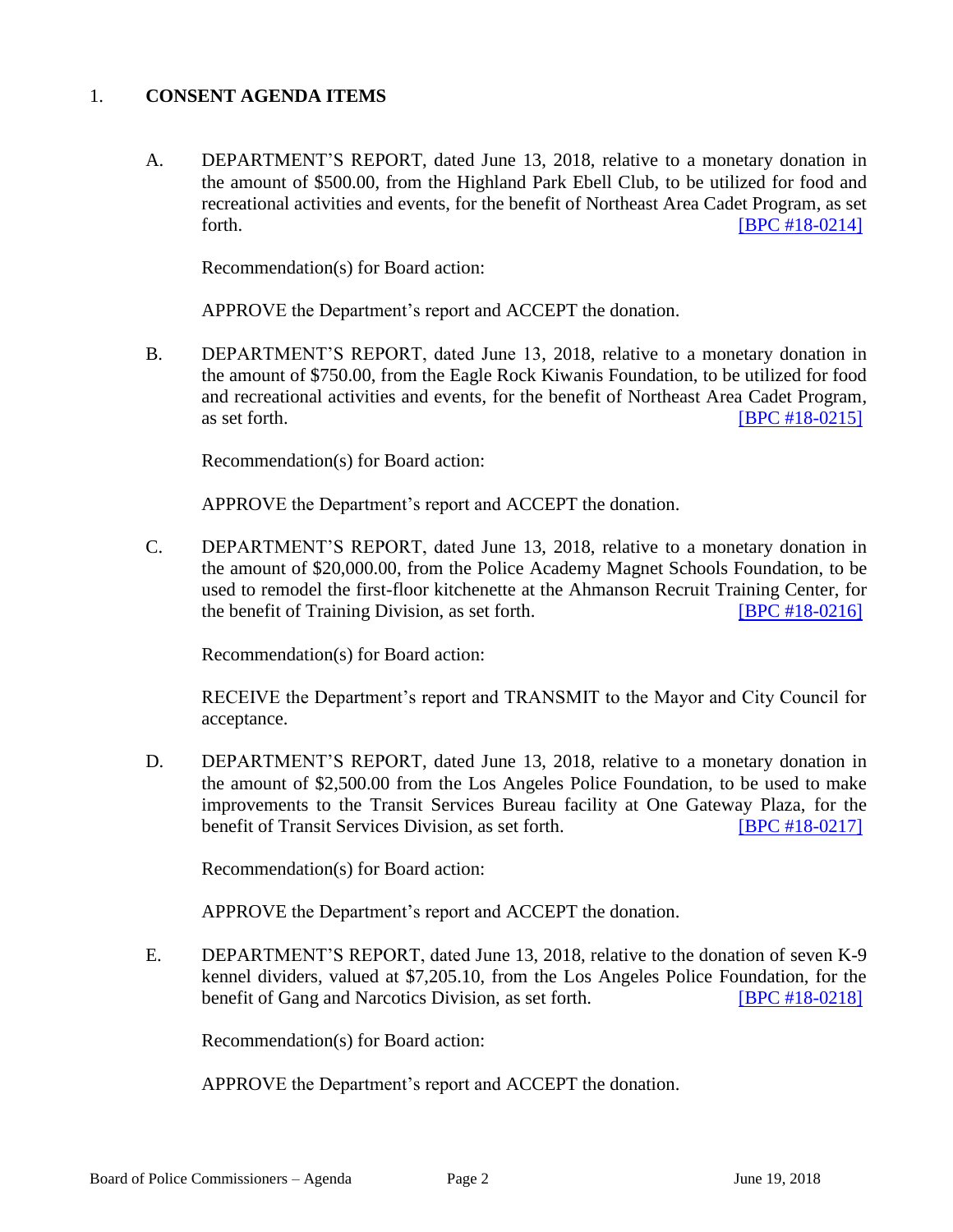1. **CONSENT AGENDA ITEMS**

   A. DEPARTMENT'S REPORT, dated June 13, 2018, relative to a monetary donation in the amount of $500.00, from the Highland Park Ebell Club, to be utilized for food and recreational activities and events, for the benefit of Northeast Area Cadet Program, as set forth. [BPC #18-0214]

   Recommendation(s) for Board action:

   APPROVE the Department's report and ACCEPT the donation.

   B. DEPARTMENT'S REPORT, dated June 13, 2018, relative to a monetary donation in the amount of $750.00, from the Eagle Rock Kiwanis Foundation, to be utilized for food and recreational activities and events, for the benefit of Northeast Area Cadet Program, as set forth. [BPC #18-0215]

   Recommendation(s) for Board action:

   APPROVE the Department's report and ACCEPT the donation.

   C. DEPARTMENT'S REPORT, dated June 13, 2018, relative to a monetary donation in the amount of $20,000.00, from the Police Academy Magnet Schools Foundation, to be used to remodel the first-floor kitchenette at the Ahmanson Recruit Training Center, for the benefit of Training Division, as set forth. [BPC #18-0216]

   Recommendation(s) for Board action:

   RECEIVE the Department's report and TRANSMIT to the Mayor and City Council for acceptance.

   D. DEPARTMENT'S REPORT, dated June 13, 2018, relative to a monetary donation in the amount of $2,500.00 from the Los Angeles Police Foundation, to be used to make improvements to the Transit Services Bureau facility at One Gateway Plaza, for the benefit of Transit Services Division, as set forth. [BPC #18-0217]

   Recommendation(s) for Board action:

   APPROVE the Department's report and ACCEPT the donation.

   E. DEPARTMENT'S REPORT, dated June 13, 2018, relative to the donation of seven K-9 kennel dividers, valued at $7,205.10, from the Los Angeles Police Foundation, for the benefit of Gang and Narcotics Division, as set forth. [BPC #18-0218]

   Recommendation(s) for Board action:

   APPROVE the Department's report and ACCEPT the donation.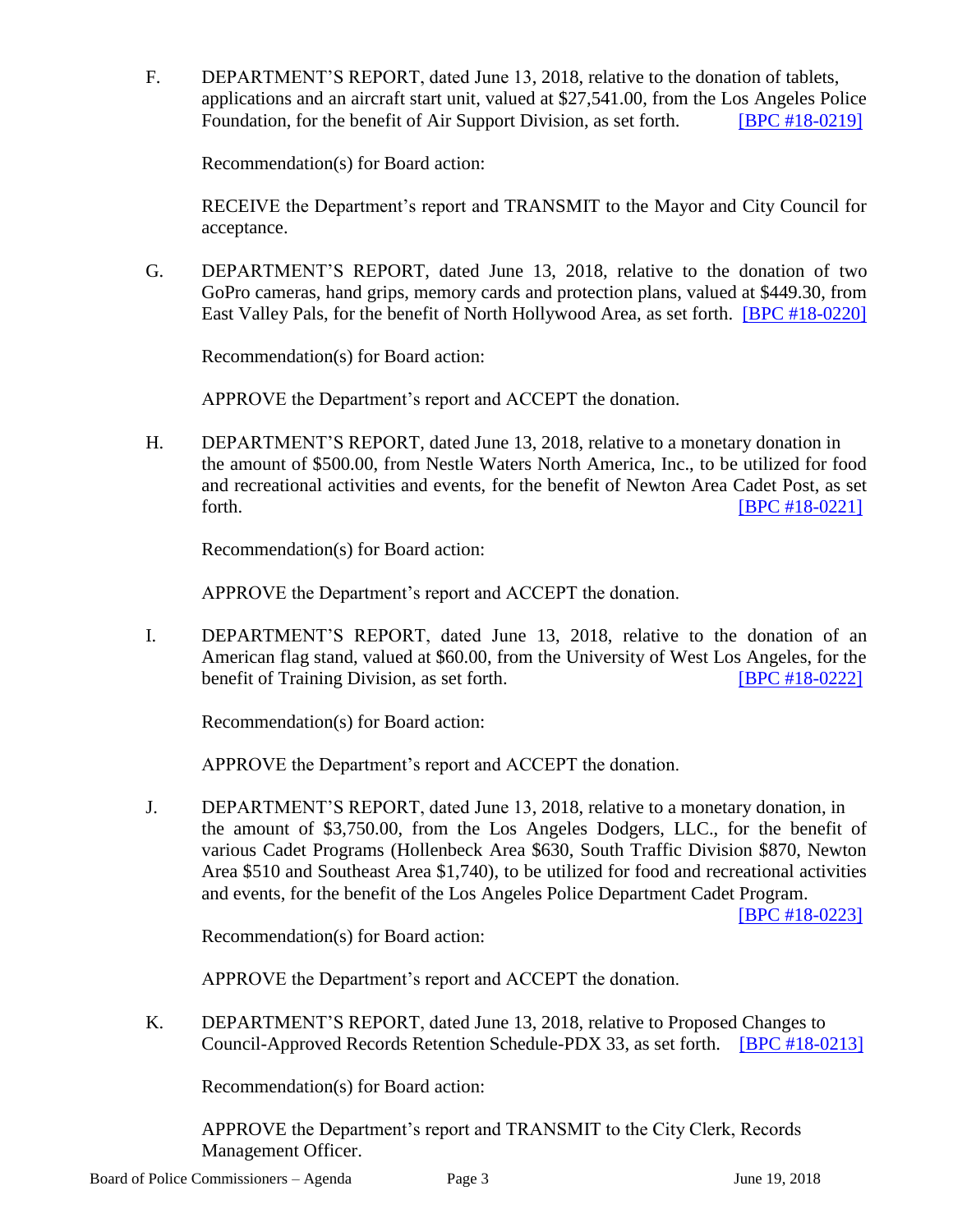F. DEPARTMENT'S REPORT, dated June 13, 2018, relative to the donation of tablets, applications and an aircraft start unit, valued at $27,541.00, from the Los Angeles Police Foundation, for the benefit of Air Support Division, as set forth. [BPC #18-0219]

Recommendation(s) for Board action:

RECEIVE the Department's report and TRANSMIT to the Mayor and City Council for acceptance.

G. DEPARTMENT'S REPORT, dated June 13, 2018, relative to the donation of two GoPro cameras, hand grips, memory cards and protection plans, valued at $449.30, from East Valley Pals, for the benefit of North Hollywood Area, as set forth. [BPC #18-0220]

Recommendation(s) for Board action:

APPROVE the Department's report and ACCEPT the donation.

H. DEPARTMENT'S REPORT, dated June 13, 2018, relative to a monetary donation in the amount of $500.00, from Nestle Waters North America, Inc., to be utilized for food and recreational activities and events, for the benefit of Newton Area Cadet Post, as set forth. [BPC #18-0221]

Recommendation(s) for Board action:

APPROVE the Department's report and ACCEPT the donation.

I. DEPARTMENT'S REPORT, dated June 13, 2018, relative to the donation of an American flag stand, valued at $60.00, from the University of West Los Angeles, for the benefit of Training Division, as set forth. [BPC #18-0222]

Recommendation(s) for Board action:

APPROVE the Department's report and ACCEPT the donation.

J. DEPARTMENT'S REPORT, dated June 13, 2018, relative to a monetary donation, in the amount of $3,750.00, from the Los Angeles Dodgers, LLC., for the benefit of various Cadet Programs (Hollenbeck Area $630, South Traffic Division $870, Newton Area $510 and Southeast Area $1,740), to be utilized for food and recreational activities and events, for the benefit of the Los Angeles Police Department Cadet Program. [BPC #18-0223]

Recommendation(s) for Board action:

APPROVE the Department's report and ACCEPT the donation.

K. DEPARTMENT'S REPORT, dated June 13, 2018, relative to Proposed Changes to Council-Approved Records Retention Schedule-PDX 33, as set forth. [BPC #18-0213]

Recommendation(s) for Board action:

APPROVE the Department's report and TRANSMIT to the City Clerk, Records Management Officer.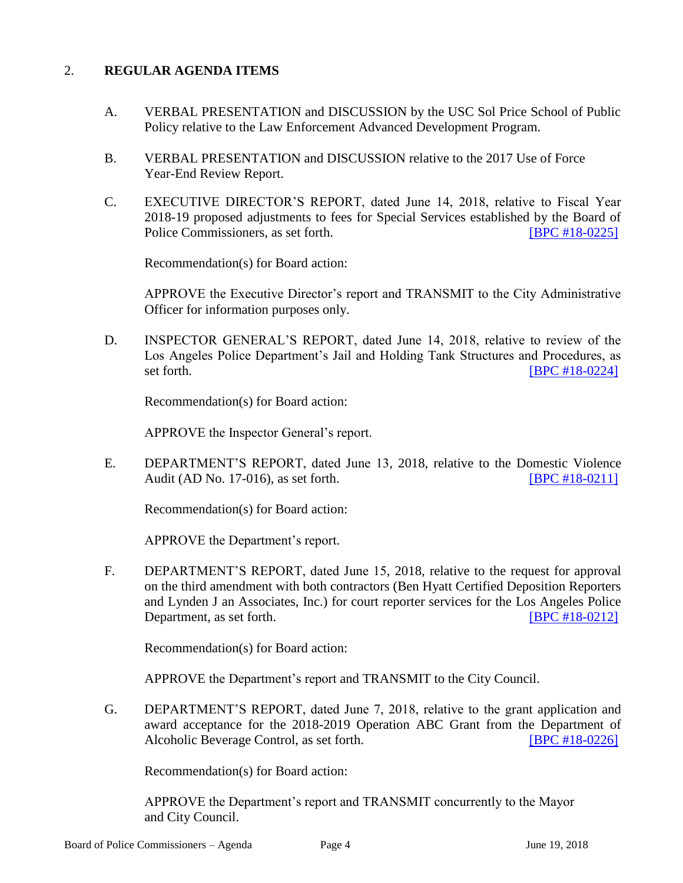## 2. **REGULAR AGENDA ITEMS**

A. VERBAL PRESENTATION and DISCUSSION by the USC Sol Price School of Public Policy relative to the Law Enforcement Advanced Development Program.

B. VERBAL PRESENTATION and DISCUSSION relative to the 2017 Use of Force Year-End Review Report.

C. EXECUTIVE DIRECTOR'S REPORT, dated June 14, 2018, relative to Fiscal Year 2018-19 proposed adjustments to fees for Special Services established by the Board of Police Commissioners, as set forth. [BPC #18-0225]

Recommendation(s) for Board action:

APPROVE the Executive Director's report and TRANSMIT to the City Administrative Officer for information purposes only.

D. INSPECTOR GENERAL'S REPORT, dated June 14, 2018, relative to review of the Los Angeles Police Department's Jail and Holding Tank Structures and Procedures, as set forth. [BPC #18-0224]

Recommendation(s) for Board action:

APPROVE the Inspector General's report.

E. DEPARTMENT'S REPORT, dated June 13, 2018, relative to the Domestic Violence Audit (AD No. 17-016), as set forth. [BPC #18-0211]

Recommendation(s) for Board action:

APPROVE the Department's report.

F. DEPARTMENT'S REPORT, dated June 15, 2018, relative to the request for approval on the third amendment with both contractors (Ben Hyatt Certified Deposition Reporters and Lynden J an Associates, Inc.) for court reporter services for the Los Angeles Police Department, as set forth. [BPC #18-0212]

Recommendation(s) for Board action:

APPROVE the Department's report and TRANSMIT to the City Council.

G. DEPARTMENT'S REPORT, dated June 7, 2018, relative to the grant application and award acceptance for the 2018-2019 Operation ABC Grant from the Department of Alcoholic Beverage Control, as set forth. [BPC #18-0226]

Recommendation(s) for Board action:

APPROVE the Department's report and TRANSMIT concurrently to the Mayor and City Council.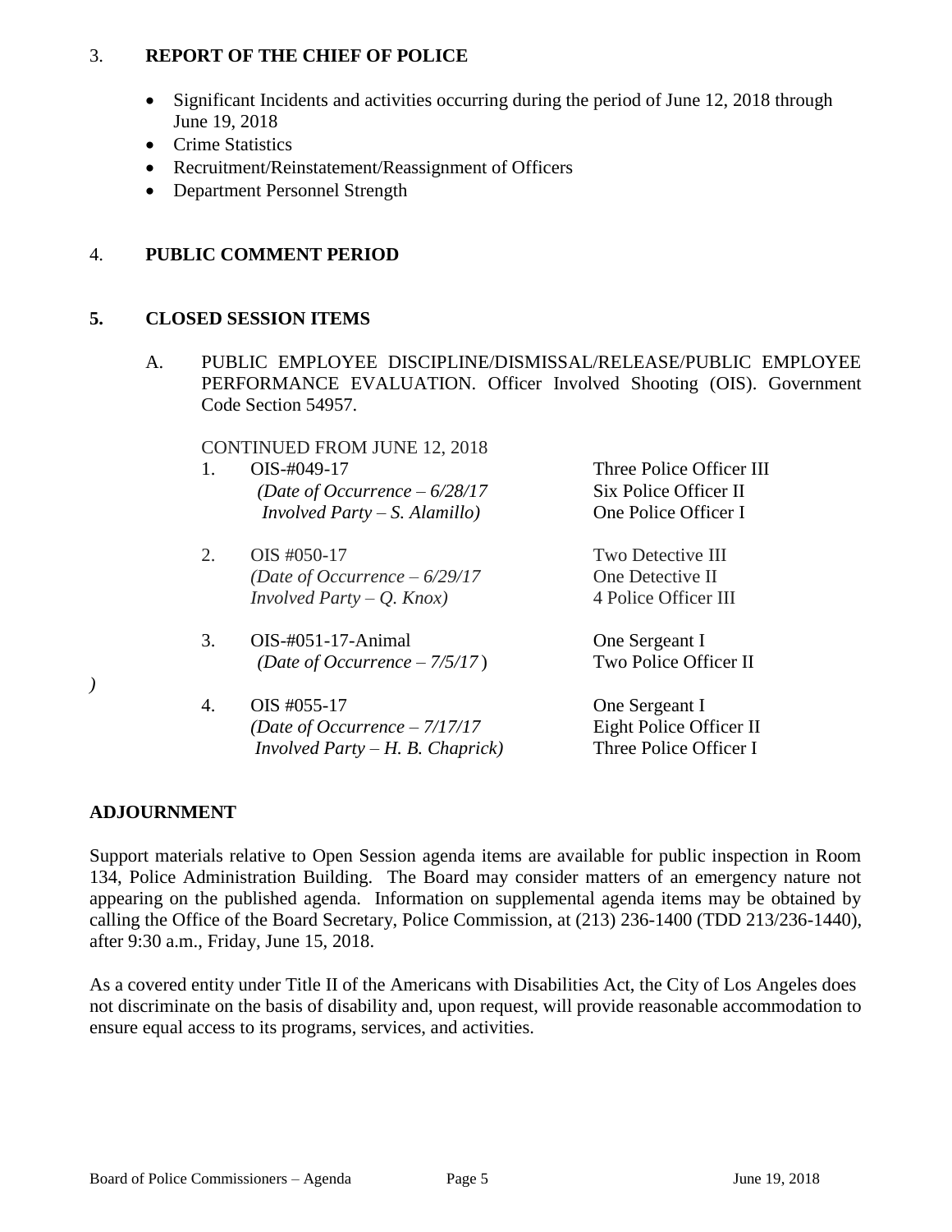3. **REPORT OF THE CHIEF OF POLICE**

- Significant Incidents and activities occurring during the period of June 12, 2018 through June 19, 2018
- Crime Statistics
- Recruitment/Reinstatement/Reassignment of Officers
- Department Personnel Strength

4. **PUBLIC COMMENT PERIOD**

**5. CLOSED SESSION ITEMS**

A. PUBLIC EMPLOYEE DISCIPLINE/DISMISSAL/RELEASE/PUBLIC EMPLOYEE PERFORMANCE EVALUATION. Officer Involved Shooting (OIS). Government Code Section 54957.

CONTINUED FROM JUNE 12, 2018

| | | |
|---|---|---|
| 1. | OIS-#049-17<br>*(Date of Occurrence – 6/28/17*<br>*Involved Party – S. Alamillo)* | Three Police Officer III<br>Six Police Officer II<br>One Police Officer I |
| 2. | OIS #050-17<br>*(Date of Occurrence – 6/29/17*<br>*Involved Party – Q. Knox)* | Two Detective III<br>One Detective II<br>4 Police Officer III |
| 3. | OIS-#051-17-Animal<br>*(Date of Occurrence – 7/5/17 )* | One Sergeant I<br>Two Police Officer II |
| 4. | OIS #055-17<br>*(Date of Occurrence – 7/17/17*<br>*Involved Party – H. B. Chaprick)* | One Sergeant I<br>Eight Police Officer II<br>Three Police Officer I |

*)*

**ADJOURNMENT**

Support materials relative to Open Session agenda items are available for public inspection in Room 134, Police Administration Building. The Board may consider matters of an emergency nature not appearing on the published agenda. Information on supplemental agenda items may be obtained by calling the Office of the Board Secretary, Police Commission, at (213) 236-1400 (TDD 213/236-1440), after 9:30 a.m., Friday, June 15, 2018.

As a covered entity under Title II of the Americans with Disabilities Act, the City of Los Angeles does not discriminate on the basis of disability and, upon request, will provide reasonable accommodation to ensure equal access to its programs, services, and activities.